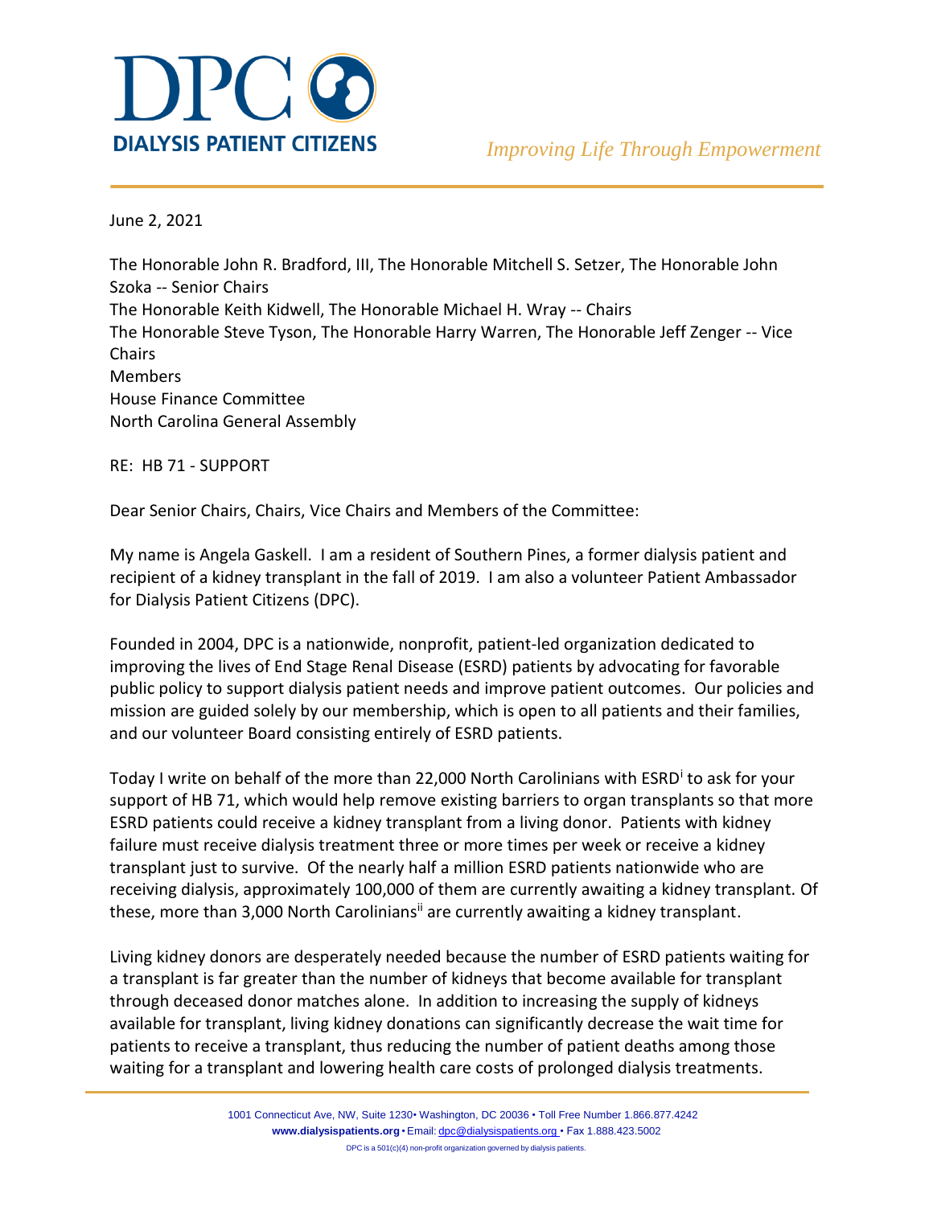# DPC

**DIALYSIS PATIENT CITIZENS**

*Improving Life Through Empowerment*

June 2, 2021

The Honorable John R. Bradford, III, The Honorable Mitchell S. Setzer, The Honorable John Szoka -- Senior Chairs
The Honorable Keith Kidwell, The Honorable Michael H. Wray -- Chairs
The Honorable Steve Tyson, The Honorable Harry Warren, The Honorable Jeff Zenger -- Vice Chairs
Members
House Finance Committee
North Carolina General Assembly

RE: HB 71 - SUPPORT

Dear Senior Chairs, Chairs, Vice Chairs and Members of the Committee:

My name is Angela Gaskell. I am a resident of Southern Pines, a former dialysis patient and recipient of a kidney transplant in the fall of 2019. I am also a volunteer Patient Ambassador for Dialysis Patient Citizens (DPC).

Founded in 2004, DPC is a nationwide, nonprofit, patient-led organization dedicated to improving the lives of End Stage Renal Disease (ESRD) patients by advocating for favorable public policy to support dialysis patient needs and improve patient outcomes. Our policies and mission are guided solely by our membership, which is open to all patients and their families, and our volunteer Board consisting entirely of ESRD patients.

Today I write on behalf of the more than 22,000 North Carolinians with ESRD[i] to ask for your support of HB 71, which would help remove existing barriers to organ transplants so that more ESRD patients could receive a kidney transplant from a living donor. Patients with kidney failure must receive dialysis treatment three or more times per week or receive a kidney transplant just to survive. Of the nearly half a million ESRD patients nationwide who are receiving dialysis, approximately 100,000 of them are currently awaiting a kidney transplant. Of these, more than 3,000 North Carolinians[ii] are currently awaiting a kidney transplant.

Living kidney donors are desperately needed because the number of ESRD patients waiting for a transplant is far greater than the number of kidneys that become available for transplant through deceased donor matches alone. In addition to increasing the supply of kidneys available for transplant, living kidney donations can significantly decrease the wait time for patients to receive a transplant, thus reducing the number of patient deaths among those waiting for a transplant and lowering health care costs of prolonged dialysis treatments.

1001 Connecticut Ave, NW, Suite 1230• Washington, DC 20036 • Toll Free Number 1.866.877.4242
**www.dialysispatients.org** • Email: dpc@dialysispatients.org • Fax 1.888.423.5002
DPC is a 501(c)(4) non-profit organization governed by dialysis patients.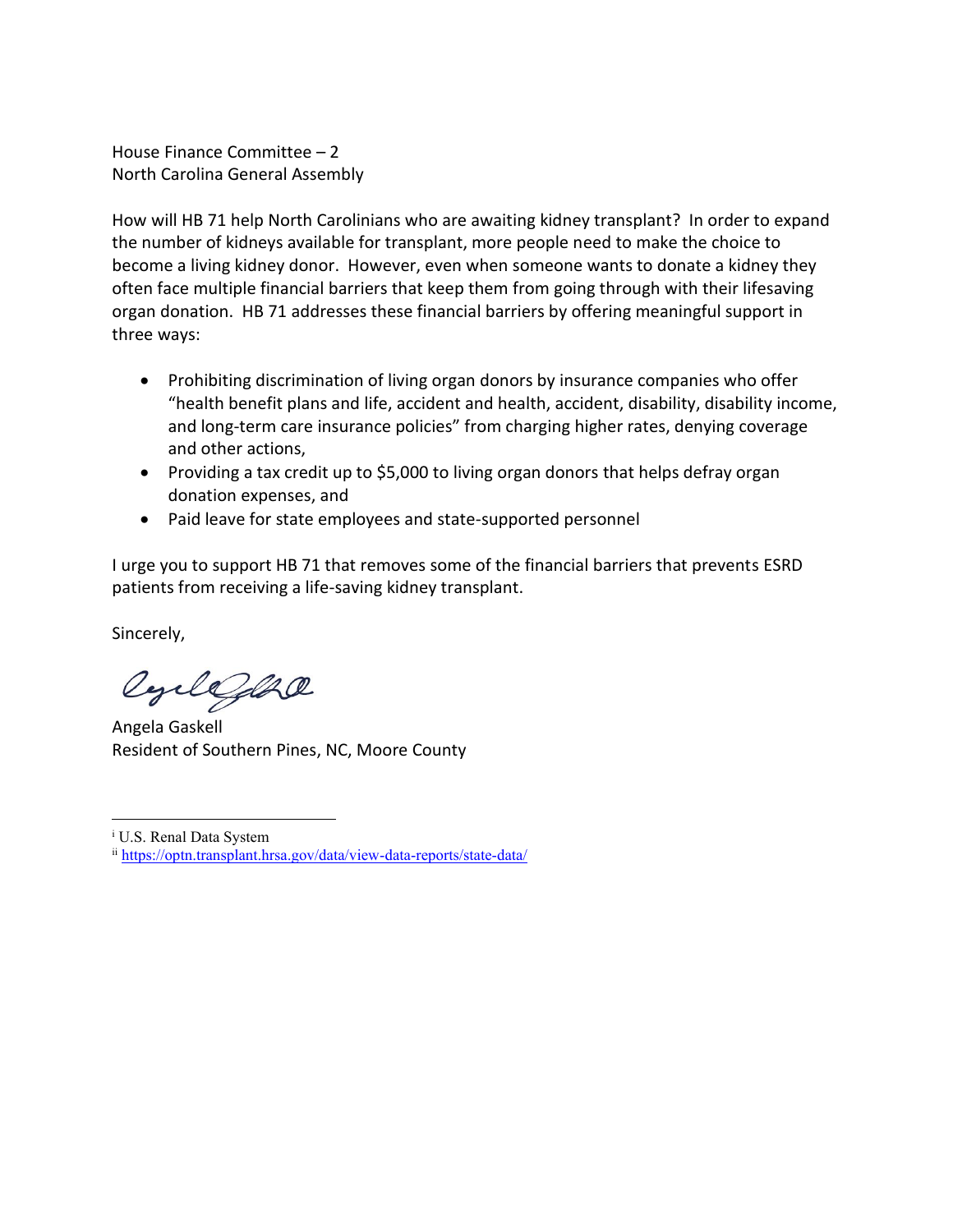House Finance Committee – 2
North Carolina General Assembly

How will HB 71 help North Carolinians who are awaiting kidney transplant? In order to expand the number of kidneys available for transplant, more people need to make the choice to become a living kidney donor. However, even when someone wants to donate a kidney they often face multiple financial barriers that keep them from going through with their lifesaving organ donation. HB 71 addresses these financial barriers by offering meaningful support in three ways:

- Prohibiting discrimination of living organ donors by insurance companies who offer "health benefit plans and life, accident and health, accident, disability, disability income, and long-term care insurance policies" from charging higher rates, denying coverage and other actions,
- Providing a tax credit up to $5,000 to living organ donors that helps defray organ donation expenses, and
- Paid leave for state employees and state-supported personnel

I urge you to support HB 71 that removes some of the financial barriers that prevents ESRD patients from receiving a life-saving kidney transplant.

Sincerely,

Angela Gaskell
Resident of Southern Pines, NC, Moore County

---

[i] U.S. Renal Data System

[ii] https://optn.transplant.hrsa.gov/data/view-data-reports/state-data/